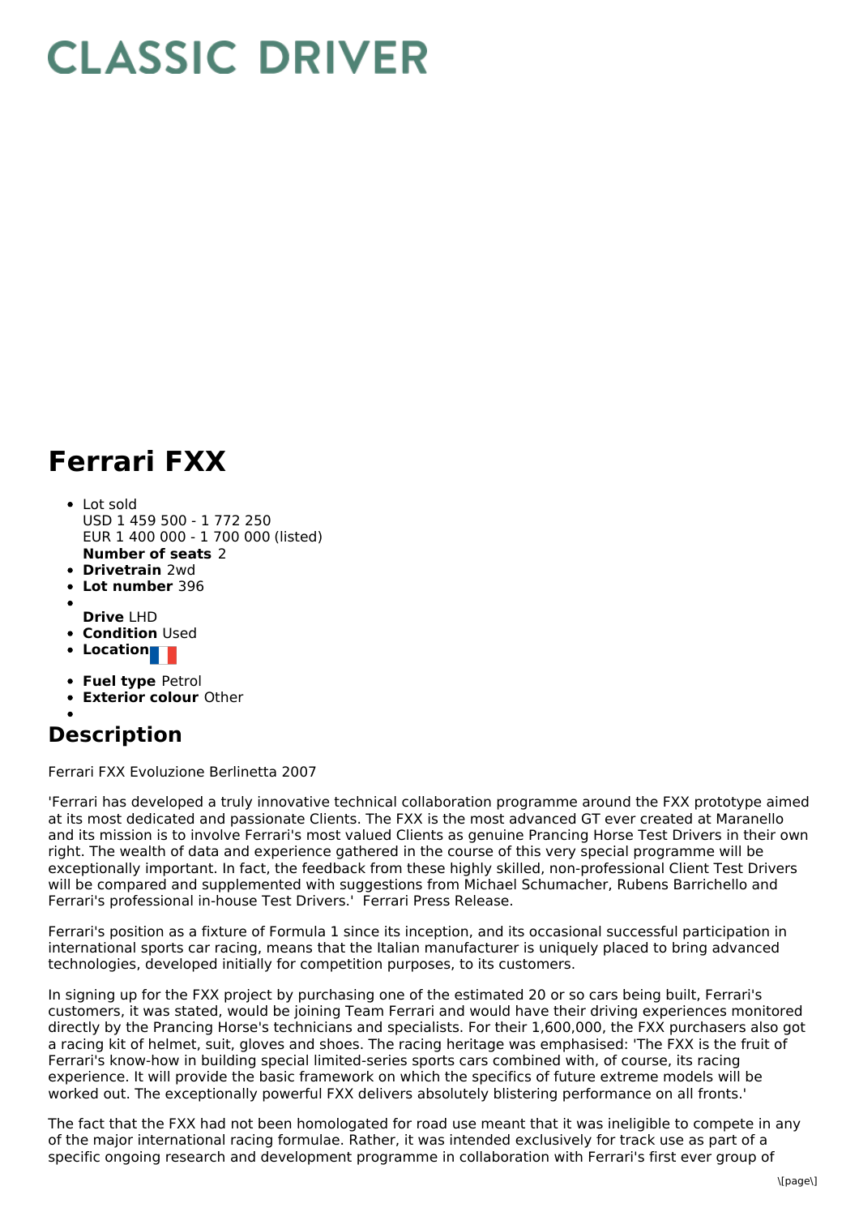# CLASSIC DRIVER

# Ferrari FXX

- Lot sold
  USD 1 459 500 - 1 772 250
  EUR 1 400 000 - 1 700 000 (listed)
  **Number of seats** 2
- **Drivetrain** 2wd
- **Lot number** 396
- **Drive** LHD
- **Condition** Used
- **Location**
- **Fuel type** Petrol
- **Exterior colour** Other

## Description

Ferrari FXX Evoluzione Berlinetta 2007

'Ferrari has developed a truly innovative technical collaboration programme around the FXX prototype aimed at its most dedicated and passionate Clients. The FXX is the most advanced GT ever created at Maranello and its mission is to involve Ferrari's most valued Clients as genuine Prancing Horse Test Drivers in their own right. The wealth of data and experience gathered in the course of this very special programme will be exceptionally important. In fact, the feedback from these highly skilled, non-professional Client Test Drivers will be compared and supplemented with suggestions from Michael Schumacher, Rubens Barrichello and Ferrari's professional in-house Test Drivers.' Ferrari Press Release.

Ferrari's position as a fixture of Formula 1 since its inception, and its occasional successful participation in international sports car racing, means that the Italian manufacturer is uniquely placed to bring advanced technologies, developed initially for competition purposes, to its customers.

In signing up for the FXX project by purchasing one of the estimated 20 or so cars being built, Ferrari's customers, it was stated, would be joining Team Ferrari and would have their driving experiences monitored directly by the Prancing Horse's technicians and specialists. For their 1,600,000, the FXX purchasers also got a racing kit of helmet, suit, gloves and shoes. The racing heritage was emphasised: 'The FXX is the fruit of Ferrari's know-how in building special limited-series sports cars combined with, of course, its racing experience. It will provide the basic framework on which the specifics of future extreme models will be worked out. The exceptionally powerful FXX delivers absolutely blistering performance on all fronts.'

The fact that the FXX had not been homologated for road use meant that it was ineligible to compete in any of the major international racing formulae. Rather, it was intended exclusively for track use as part of a specific ongoing research and development programme in collaboration with Ferrari's first ever group of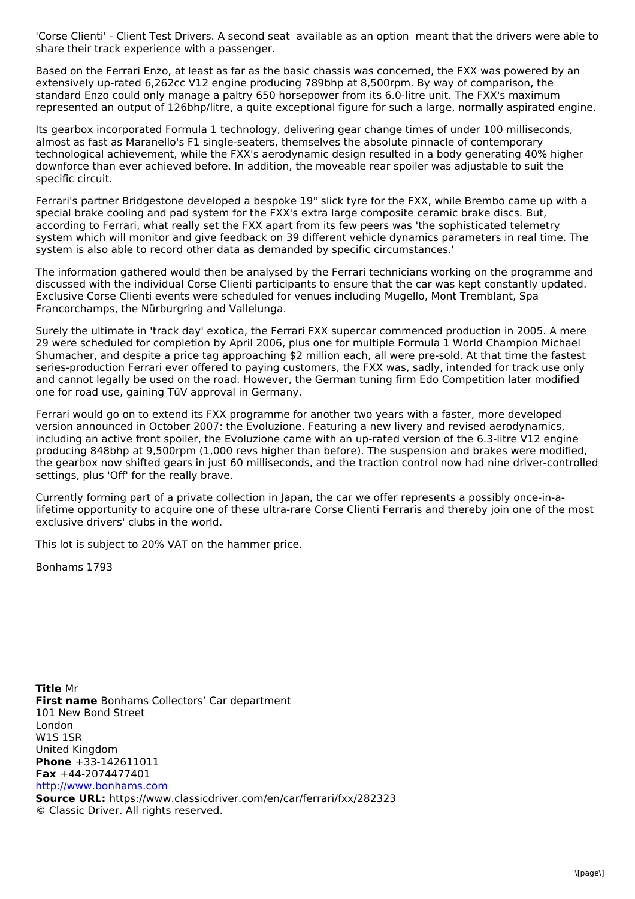'Corse Clienti' - Client Test Drivers. A second seat  available as an option  meant that the drivers were able to share their track experience with a passenger.

Based on the Ferrari Enzo, at least as far as the basic chassis was concerned, the FXX was powered by an extensively up-rated 6,262cc V12 engine producing 789bhp at 8,500rpm. By way of comparison, the standard Enzo could only manage a paltry 650 horsepower from its 6.0-litre unit. The FXX's maximum represented an output of 126bhp/litre, a quite exceptional figure for such a large, normally aspirated engine.

Its gearbox incorporated Formula 1 technology, delivering gear change times of under 100 milliseconds, almost as fast as Maranello's F1 single-seaters, themselves the absolute pinnacle of contemporary technological achievement, while the FXX's aerodynamic design resulted in a body generating 40% higher downforce than ever achieved before. In addition, the moveable rear spoiler was adjustable to suit the specific circuit.

Ferrari's partner Bridgestone developed a bespoke 19" slick tyre for the FXX, while Brembo came up with a special brake cooling and pad system for the FXX's extra large composite ceramic brake discs. But, according to Ferrari, what really set the FXX apart from its few peers was 'the sophisticated telemetry system which will monitor and give feedback on 39 different vehicle dynamics parameters in real time. The system is also able to record other data as demanded by specific circumstances.'

The information gathered would then be analysed by the Ferrari technicians working on the programme and discussed with the individual Corse Clienti participants to ensure that the car was kept constantly updated. Exclusive Corse Clienti events were scheduled for venues including Mugello, Mont Tremblant, Spa Francorchamps, the Nürburgring and Vallelunga.

Surely the ultimate in 'track day' exotica, the Ferrari FXX supercar commenced production in 2005. A mere 29 were scheduled for completion by April 2006, plus one for multiple Formula 1 World Champion Michael Shumacher, and despite a price tag approaching $2 million each, all were pre-sold. At that time the fastest series-production Ferrari ever offered to paying customers, the FXX was, sadly, intended for track use only and cannot legally be used on the road. However, the German tuning firm Edo Competition later modified one for road use, gaining TüV approval in Germany.

Ferrari would go on to extend its FXX programme for another two years with a faster, more developed version announced in October 2007: the Evoluzione. Featuring a new livery and revised aerodynamics, including an active front spoiler, the Evoluzione came with an up-rated version of the 6.3-litre V12 engine producing 848bhp at 9,500rpm (1,000 revs higher than before). The suspension and brakes were modified, the gearbox now shifted gears in just 60 milliseconds, and the traction control now had nine driver-controlled settings, plus 'Off' for the really brave.

Currently forming part of a private collection in Japan, the car we offer represents a possibly once-in-a-lifetime opportunity to acquire one of these ultra-rare Corse Clienti Ferraris and thereby join one of the most exclusive drivers' clubs in the world.

This lot is subject to 20% VAT on the hammer price.

Bonhams 1793

**Title** Mr
**First name** Bonhams Collectors' Car department
101 New Bond Street
London
W1S 1SR
United Kingdom
**Phone** +33-142611011
**Fax** +44-2074477401
[http://www.bonhams.com](http://www.bonhams.com)
**Source URL:** https://www.classicdriver.com/en/car/ferrari/fxx/282323
© Classic Driver. All rights reserved.